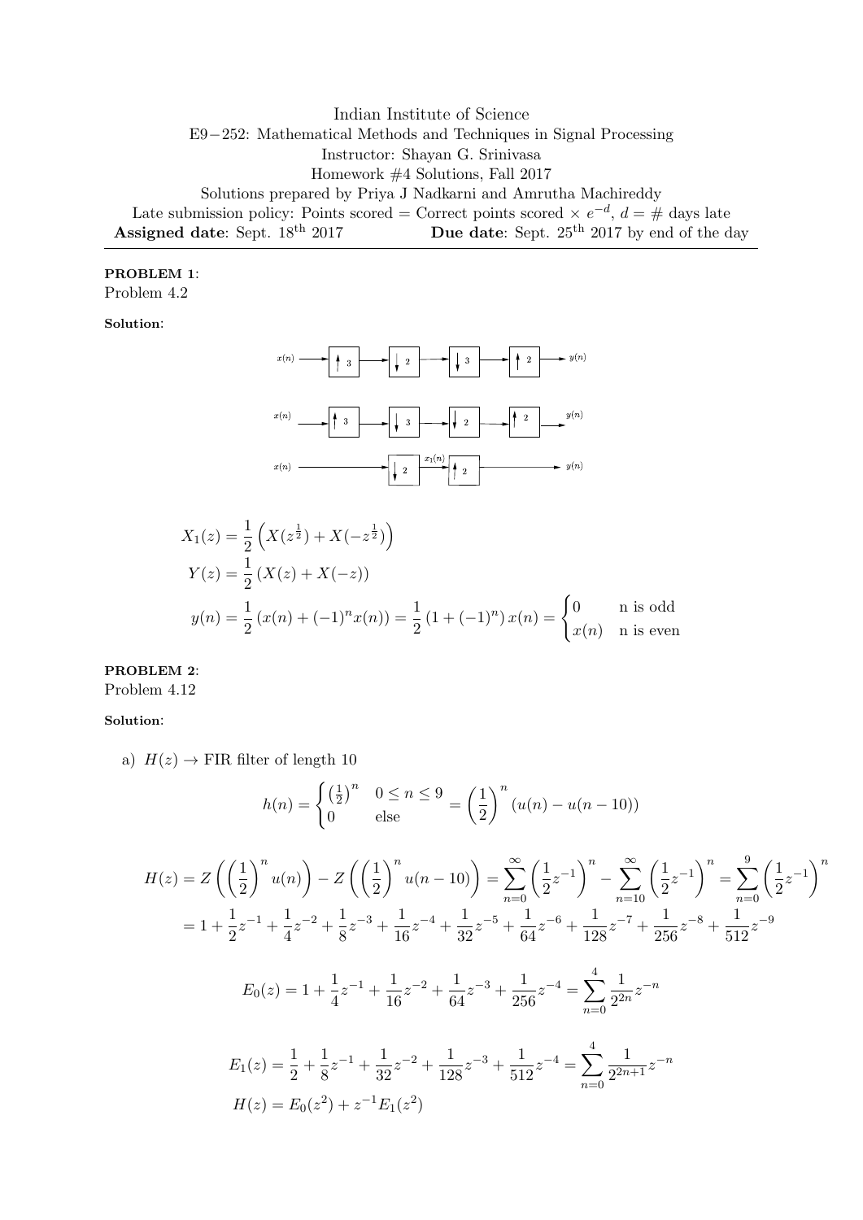Indian Institute of Science

E9−252: Mathematical Methods and Techniques in Signal Processing

Instructor: Shayan G. Srinivasa

Homework #4 Solutions, Fall 2017

Solutions prepared by Priya J Nadkarni and Amrutha Machireddy

Late submission policy: Points scored = Correct points scored × $e^{-d}$, $d$ = # days late

**Assigned date**: Sept. 18th 2017 **Due date**: Sept. 25th 2017 by end of the day

---

**PROBLEM 1**:
Problem 4.2

**Solution**:

$x(n) \rightarrow \boxed{\uparrow 3} \rightarrow \boxed{\downarrow 2} \rightarrow \boxed{\downarrow 3} \rightarrow \boxed{\uparrow 2} \rightarrow y(n)$

$x(n) \rightarrow \boxed{\uparrow 3} \rightarrow \boxed{\downarrow 3} \rightarrow \boxed{\downarrow 2} \rightarrow \boxed{\uparrow 2} \rightarrow y(n)$

$x(n) \rightarrow \boxed{\downarrow 2} \xrightarrow{x_1(n)} \boxed{\uparrow 2} \rightarrow y(n)$

$$X_1(z) = \frac{1}{2}\left(X(z^{\frac{1}{2}}) + X(-z^{\frac{1}{2}})\right)$$

$$Y(z) = \frac{1}{2}\left(X(z) + X(-z)\right)$$

$$y(n) = \frac{1}{2}\left(x(n) + (-1)^n x(n)\right) = \frac{1}{2}\left(1 + (-1)^n\right)x(n) = \begin{cases} 0 & \text{n is odd} \\ x(n) & \text{n is even} \end{cases}$$

**PROBLEM 2**:
Problem 4.12

**Solution**:

a) $H(z) \rightarrow$ FIR filter of length 10

$$h(n) = \begin{cases} \left(\frac{1}{2}\right)^n & 0 \leq n \leq 9 \\ 0 & \text{else} \end{cases} = \left(\frac{1}{2}\right)^n (u(n) - u(n-10))$$

$$H(z) = Z\left(\left(\frac{1}{2}\right)^n u(n)\right) - Z\left(\left(\frac{1}{2}\right)^n u(n-10)\right) = \sum_{n=0}^{\infty}\left(\frac{1}{2}z^{-1}\right)^n - \sum_{n=10}^{\infty}\left(\frac{1}{2}z^{-1}\right)^n = \sum_{n=0}^{9}\left(\frac{1}{2}z^{-1}\right)^n$$

$$= 1 + \frac{1}{2}z^{-1} + \frac{1}{4}z^{-2} + \frac{1}{8}z^{-3} + \frac{1}{16}z^{-4} + \frac{1}{32}z^{-5} + \frac{1}{64}z^{-6} + \frac{1}{128}z^{-7} + \frac{1}{256}z^{-8} + \frac{1}{512}z^{-9}$$

$$E_0(z) = 1 + \frac{1}{4}z^{-1} + \frac{1}{16}z^{-2} + \frac{1}{64}z^{-3} + \frac{1}{256}z^{-4} = \sum_{n=0}^{4}\frac{1}{2^{2n}}z^{-n}$$

$$E_1(z) = \frac{1}{2} + \frac{1}{8}z^{-1} + \frac{1}{32}z^{-2} + \frac{1}{128}z^{-3} + \frac{1}{512}z^{-4} = \sum_{n=0}^{4}\frac{1}{2^{2n+1}}z^{-n}$$

$$H(z) = E_0(z^2) + z^{-1}E_1(z^2)$$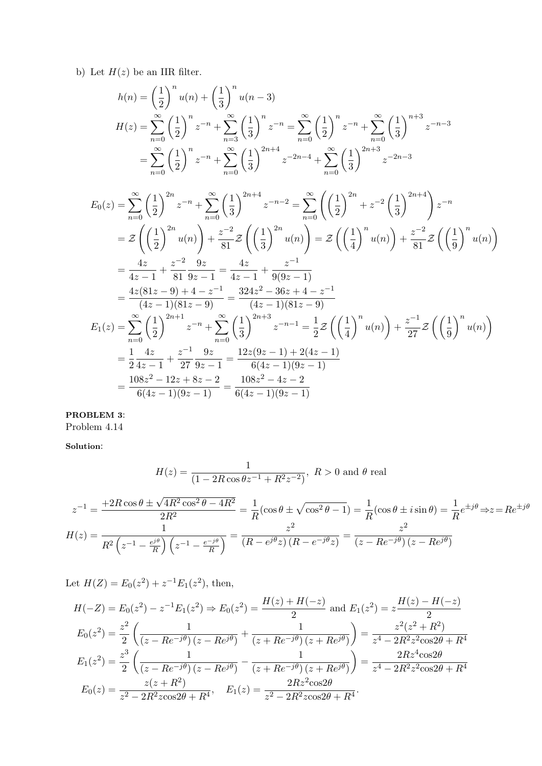b) Let $H(z)$ be an IIR filter.

$$h(n) = \left(\frac{1}{2}\right)^n u(n) + \left(\frac{1}{3}\right)^n u(n-3)$$

$$H(z) = \sum_{n=0}^{\infty} \left(\frac{1}{2}\right)^n z^{-n} + \sum_{n=3}^{\infty} \left(\frac{1}{3}\right)^n z^{-n} = \sum_{n=0}^{\infty} \left(\frac{1}{2}\right)^n z^{-n} + \sum_{n=0}^{\infty} \left(\frac{1}{3}\right)^{n+3} z^{-n-3}$$

$$= \sum_{n=0}^{\infty} \left(\frac{1}{2}\right)^n z^{-n} + \sum_{n=0}^{\infty} \left(\frac{1}{3}\right)^{2n+4} z^{-2n-4} + \sum_{n=0}^{\infty} \left(\frac{1}{3}\right)^{2n+3} z^{-2n-3}$$

$$E_0(z) = \sum_{n=0}^{\infty} \left(\frac{1}{2}\right)^{2n} z^{-n} + \sum_{n=0}^{\infty} \left(\frac{1}{3}\right)^{2n+4} z^{-n-2} = \sum_{n=0}^{\infty} \left( \left(\frac{1}{2}\right)^{2n} + z^{-2}\left(\frac{1}{3}\right)^{2n+4} \right) z^{-n}$$

$$= \mathcal{Z}\left( \left(\frac{1}{2}\right)^{2n} u(n) \right) + \frac{z^{-2}}{81} \mathcal{Z}\left( \left(\frac{1}{3}\right)^{2n} u(n) \right) = \mathcal{Z}\left( \left(\frac{1}{4}\right)^{n} u(n) \right) + \frac{z^{-2}}{81} \mathcal{Z}\left( \left(\frac{1}{9}\right)^{n} u(n) \right)$$

$$= \frac{4z}{4z-1} + \frac{z^{-2}}{81}\frac{9z}{9z-1} = \frac{4z}{4z-1} + \frac{z^{-1}}{9(9z-1)}$$

$$= \frac{4z(81z-9) + 4 - z^{-1}}{(4z-1)(81z-9)} = \frac{324z^2 - 36z + 4 - z^{-1}}{(4z-1)(81z-9)}$$

$$E_1(z) = \sum_{n=0}^{\infty} \left(\frac{1}{2}\right)^{2n+1} z^{-n} + \sum_{n=0}^{\infty} \left(\frac{1}{3}\right)^{2n+3} z^{-n-1} = \frac{1}{2}\mathcal{Z}\left( \left(\frac{1}{4}\right)^{n} u(n) \right) + \frac{z^{-1}}{27} \mathcal{Z}\left( \left(\frac{1}{9}\right)^{n} u(n) \right)$$

$$= \frac{1}{2}\frac{4z}{4z-1} + \frac{z^{-1}}{27}\frac{9z}{9z-1} = \frac{12z(9z-1) + 2(4z-1)}{6(4z-1)(9z-1)}$$

$$= \frac{108z^2 - 12z + 8z - 2}{6(4z-1)(9z-1)} = \frac{108z^2 - 4z - 2}{6(4z-1)(9z-1)}$$

**PROBLEM 3**:
Problem 4.14

**Solution**:

$$H(z) = \frac{1}{(1 - 2R\cos\theta z^{-1} + R^2 z^{-2})},\ R > 0 \text{ and } \theta \text{ real}$$

$$z^{-1} = \frac{+2R\cos\theta \pm \sqrt{4R^2\cos^2\theta - 4R^2}}{2R^2} = \frac{1}{R}(\cos\theta \pm \sqrt{\cos^2\theta - 1}) = \frac{1}{R}(\cos\theta \pm i\sin\theta) = \frac{1}{R}e^{\pm j\theta} \Rightarrow z = Re^{\pm j\theta}$$

$$H(z) = \frac{1}{R^2\left(z^{-1} - \frac{e^{j\theta}}{R}\right)\left(z^{-1} - \frac{e^{-j\theta}}{R}\right)} = \frac{z^2}{(R - e^{j\theta}z)(R - e^{-j\theta}z)} = \frac{z^2}{(z - Re^{-j\theta})(z - Re^{j\theta})}$$

Let $H(Z) = E_0(z^2) + z^{-1}E_1(z^2)$, then,

$$H(-Z) = E_0(z^2) - z^{-1}E_1(z^2) \Rightarrow E_0(z^2) = \frac{H(z) + H(-z)}{2} \text{ and } E_1(z^2) = z\frac{H(z) - H(-z)}{2}$$

$$E_0(z^2) = \frac{z^2}{2}\left( \frac{1}{(z - Re^{-j\theta})(z - Re^{j\theta})} + \frac{1}{(z + Re^{-j\theta})(z + Re^{j\theta})} \right) = \frac{z^2(z^2 + R^2)}{z^4 - 2R^2z^2\cos2\theta + R^4}$$

$$E_1(z^2) = \frac{z^3}{2}\left( \frac{1}{(z - Re^{-j\theta})(z - Re^{j\theta})} - \frac{1}{(z + Re^{-j\theta})(z + Re^{j\theta})} \right) = \frac{2Rz^4\cos2\theta}{z^4 - 2R^2z^2\cos2\theta + R^4}$$

$$E_0(z) = \frac{z(z + R^2)}{z^2 - 2R^2z\cos2\theta + R^4}, \quad E_1(z) = \frac{2Rz^2\cos2\theta}{z^2 - 2R^2z\cos2\theta + R^4}.$$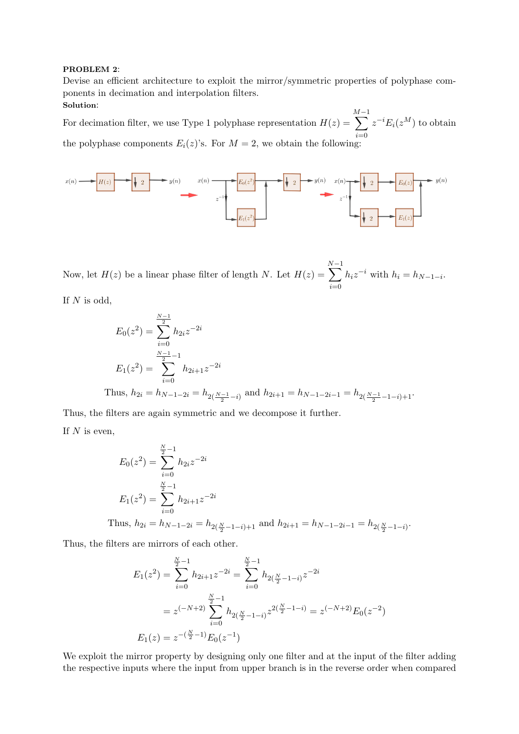**PROBLEM 2**:

Devise an efficient architecture to exploit the mirror/symmetric properties of polyphase components in decimation and interpolation filters.

**Solution**:

For decimation filter, we use Type 1 polyphase representation $H(z) = \sum_{i=0}^{M-1} z^{-i} E_i(z^M)$ to obtain the polyphase components $E_i(z)$'s. For $M = 2$, we obtain the following:

Now, let $H(z)$ be a linear phase filter of length $N$. Let $H(z) = \sum_{i=0}^{N-1} h_i z^{-i}$ with $h_i = h_{N-1-i}$.

If $N$ is odd,

$$E_0(z^2) = \sum_{i=0}^{\frac{N-1}{2}} h_{2i} z^{-2i}$$

$$E_1(z^2) = \sum_{i=0}^{\frac{N-1}{2}-1} h_{2i+1} z^{-2i}$$

Thus, $h_{2i} = h_{N-1-2i} = h_{2(\frac{N-1}{2}-i)}$ and $h_{2i+1} = h_{N-1-2i-1} = h_{2(\frac{N-1}{2}-1-i)+1}$.

Thus, the filters are again symmetric and we decompose it further.

If $N$ is even,

$$E_0(z^2) = \sum_{i=0}^{\frac{N}{2}-1} h_{2i} z^{-2i}$$

$$E_1(z^2) = \sum_{i=0}^{\frac{N}{2}-1} h_{2i+1} z^{-2i}$$

Thus, $h_{2i} = h_{N-1-2i} = h_{2(\frac{N}{2}-1-i)+1}$ and $h_{2i+1} = h_{N-1-2i-1} = h_{2(\frac{N}{2}-1-i)}$.

Thus, the filters are mirrors of each other.

$$E_1(z^2) = \sum_{i=0}^{\frac{N}{2}-1} h_{2i+1} z^{-2i} = \sum_{i=0}^{\frac{N}{2}-1} h_{2(\frac{N}{2}-1-i)} z^{-2i}$$

$$= z^{(-N+2)} \sum_{i=0}^{\frac{N}{2}-1} h_{2(\frac{N}{2}-1-i)} z^{2(\frac{N}{2}-1-i)} = z^{(-N+2)} E_0(z^{-2})$$

$$E_1(z) = z^{-(\frac{N}{2}-1)} E_0(z^{-1})$$

We exploit the mirror property by designing only one filter and at the input of the filter adding the respective inputs where the input from upper branch is in the reverse order when compared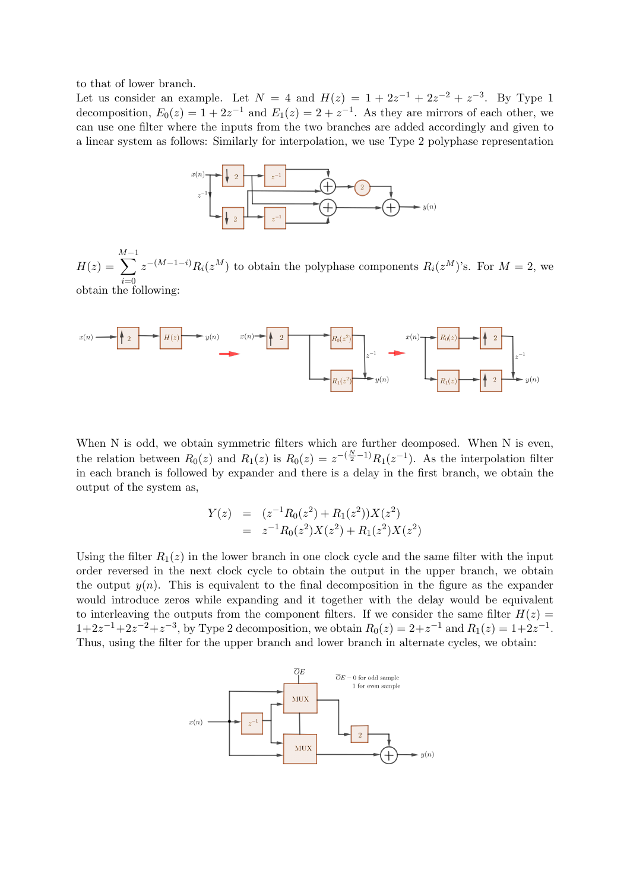to that of lower branch.

Let us consider an example. Let $N = 4$ and $H(z) = 1 + 2z^{-1} + 2z^{-2} + z^{-3}$. By Type 1 decomposition, $E_0(z) = 1 + 2z^{-1}$ and $E_1(z) = 2 + z^{-1}$. As they are mirrors of each other, we can use one filter where the inputs from the two branches are added accordingly and given to a linear system as follows: Similarly for interpolation, we use Type 2 polyphase representation

$x(n)$
$z^{-1}$
2
2
$z^{-1}$
$z^{-1}$
2
$y(n)$

$H(z) = \sum_{i=0}^{M-1} z^{-(M-1-i)} R_i(z^M)$ to obtain the polyphase components $R_i(z^M)$'s. For $M = 2$, we obtain the following:

$x(n)$
2
$H(z)$
$y(n)$
$x(n)$
2
$R_0(z^2)$
$z^{-1}$
$R_1(z^2)$
$y(n)$
$x(n)$
$R_0(z)$
2
$z^{-1}$
$R_1(z)$
2
$y(n)$

When N is odd, we obtain symmetric filters which are further deomposed. When N is even, the relation between $R_0(z)$ and $R_1(z)$ is $R_0(z) = z^{-(\frac{N}{2}-1)} R_1(z^{-1})$. As the interpolation filter in each branch is followed by expander and there is a delay in the first branch, we obtain the output of the system as,

$$
\begin{aligned}
Y(z) &= (z^{-1}R_0(z^2) + R_1(z^2))X(z^2) \\
&= z^{-1}R_0(z^2)X(z^2) + R_1(z^2)X(z^2)
\end{aligned}
$$

Using the filter $R_1(z)$ in the lower branch in one clock cycle and the same filter with the input order reversed in the next clock cycle to obtain the output in the upper branch, we obtain the output $y(n)$. This is equivalent to the final decomposition in the figure as the expander would introduce zeros while expanding and it together with the delay would be equivalent to interleaving the outputs from the component filters. If we consider the same filter $H(z) = 1+2z^{-1}+2z^{-2}+z^{-3}$, by Type 2 decomposition, we obtain $R_0(z) = 2+z^{-1}$ and $R_1(z) = 1+2z^{-1}$. Thus, using the filter for the upper branch and lower branch in alternate cycles, we obtain:

$\overline{O}E$
$\overline{O}E$ – 0 for odd sample
1 for even sample
MUX
$x(n)$
$z^{-1}$
2
MUX
$y(n)$